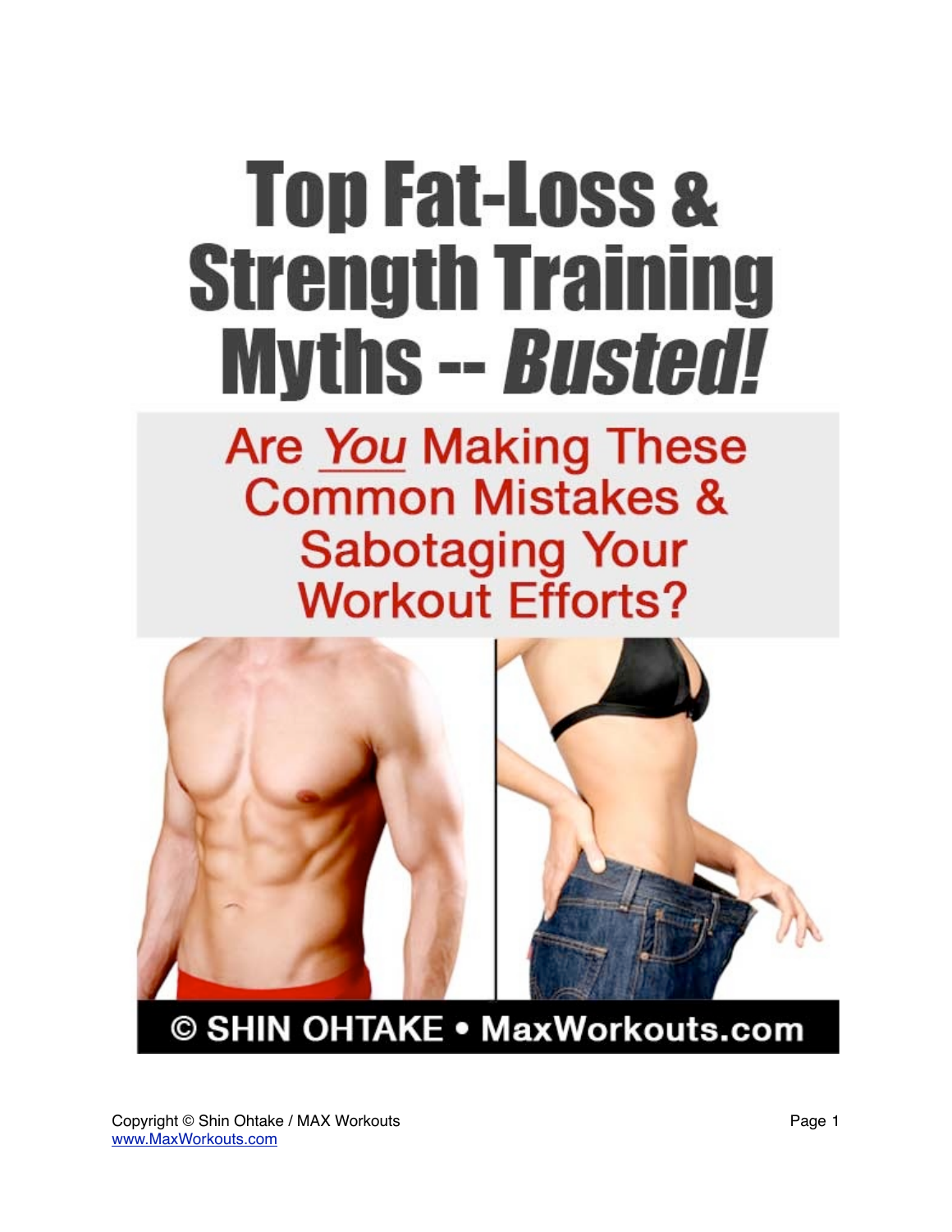# Top Fat-Loss & Strength Training Myths -- *Busted!*

## Are *You* Making These Common Mistakes & Sabotaging Your Workout Efforts?

© SHIN OHTAKE • MaxWorkouts.com

Copyright © Shin Ohtake / MAX Workouts
www.MaxWorkouts.com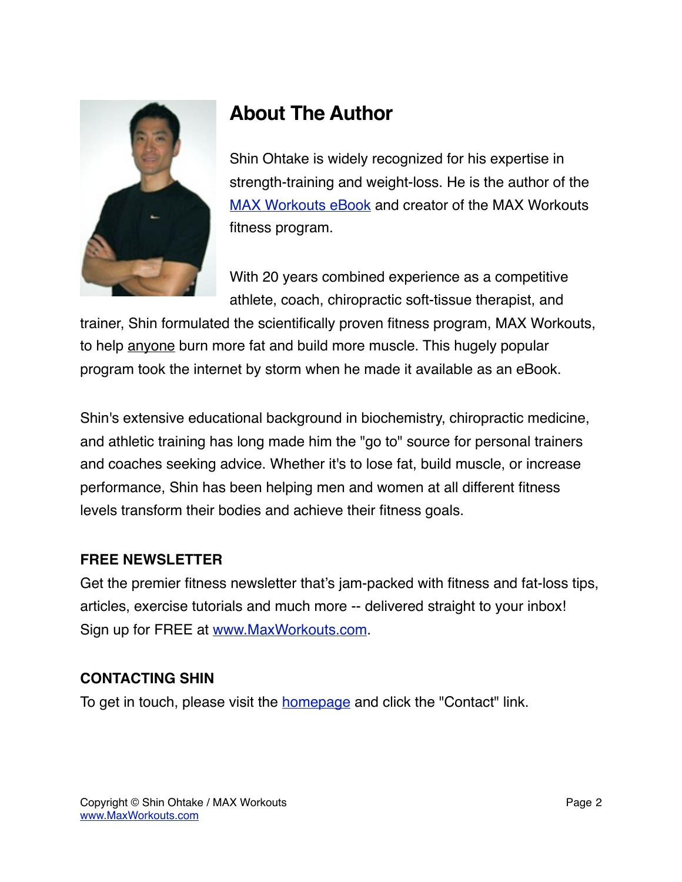## About The Author

Shin Ohtake is widely recognized for his expertise in strength-training and weight-loss. He is the author of the [MAX Workouts eBook](#) and creator of the MAX Workouts fitness program.

With 20 years combined experience as a competitive athlete, coach, chiropractic soft-tissue therapist, and trainer, Shin formulated the scientifically proven fitness program, MAX Workouts, to help anyone burn more fat and build more muscle. This hugely popular program took the internet by storm when he made it available as an eBook.

Shin's extensive educational background in biochemistry, chiropractic medicine, and athletic training has long made him the "go to" source for personal trainers and coaches seeking advice. Whether it's to lose fat, build muscle, or increase performance, Shin has been helping men and women at all different fitness levels transform their bodies and achieve their fitness goals.

**FREE NEWSLETTER**

Get the premier fitness newsletter that's jam-packed with fitness and fat-loss tips, articles, exercise tutorials and much more -- delivered straight to your inbox! Sign up for FREE at [www.MaxWorkouts.com](http://www.MaxWorkouts.com).

**CONTACTING SHIN**

To get in touch, please visit the [homepage](#) and click the "Contact" link.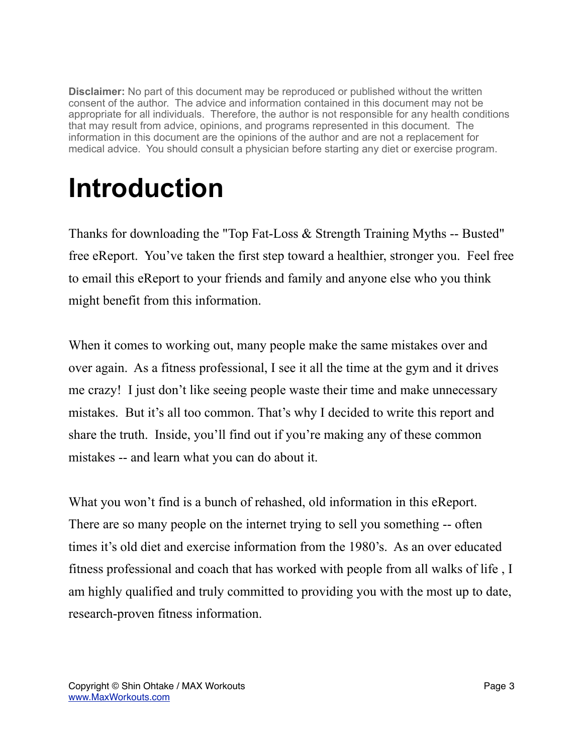**Disclaimer:** No part of this document may be reproduced or published without the written consent of the author. The advice and information contained in this document may not be appropriate for all individuals. Therefore, the author is not responsible for any health conditions that may result from advice, opinions, and programs represented in this document. The information in this document are the opinions of the author and are not a replacement for medical advice. You should consult a physician before starting any diet or exercise program.

# Introduction

Thanks for downloading the "Top Fat-Loss & Strength Training Myths -- Busted" free eReport. You've taken the first step toward a healthier, stronger you. Feel free to email this eReport to your friends and family and anyone else who you think might benefit from this information.

When it comes to working out, many people make the same mistakes over and over again. As a fitness professional, I see it all the time at the gym and it drives me crazy! I just don't like seeing people waste their time and make unnecessary mistakes. But it's all too common. That's why I decided to write this report and share the truth. Inside, you'll find out if you're making any of these common mistakes -- and learn what you can do about it.

What you won't find is a bunch of rehashed, old information in this eReport. There are so many people on the internet trying to sell you something -- often times it's old diet and exercise information from the 1980's. As an over educated fitness professional and coach that has worked with people from all walks of life , I am highly qualified and truly committed to providing you with the most up to date, research-proven fitness information.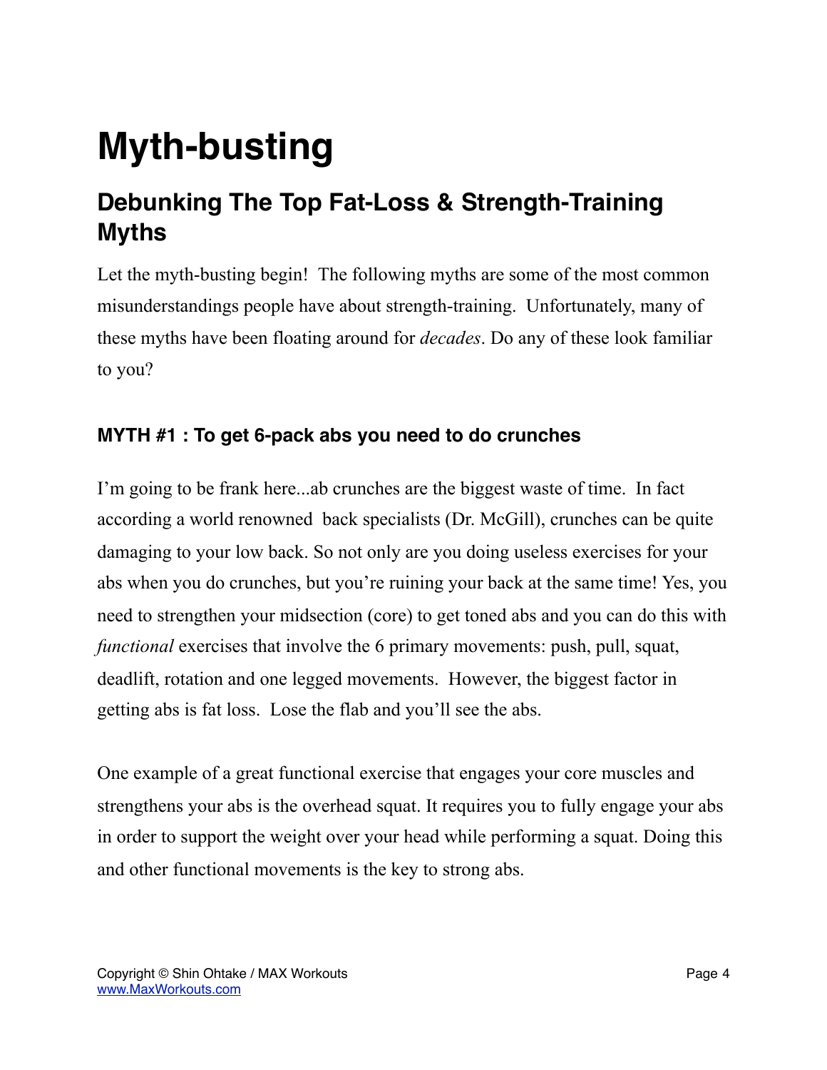# Myth-busting

## Debunking The Top Fat-Loss & Strength-Training Myths

Let the myth-busting begin! The following myths are some of the most common misunderstandings people have about strength-training. Unfortunately, many of these myths have been floating around for *decades*. Do any of these look familiar to you?

### MYTH #1 : To get 6-pack abs you need to do crunches

I'm going to be frank here...ab crunches are the biggest waste of time. In fact according a world renowned back specialists (Dr. McGill), crunches can be quite damaging to your low back. So not only are you doing useless exercises for your abs when you do crunches, but you're ruining your back at the same time! Yes, you need to strengthen your midsection (core) to get toned abs and you can do this with *functional* exercises that involve the 6 primary movements: push, pull, squat, deadlift, rotation and one legged movements. However, the biggest factor in getting abs is fat loss. Lose the flab and you'll see the abs.

One example of a great functional exercise that engages your core muscles and strengthens your abs is the overhead squat. It requires you to fully engage your abs in order to support the weight over your head while performing a squat. Doing this and other functional movements is the key to strong abs.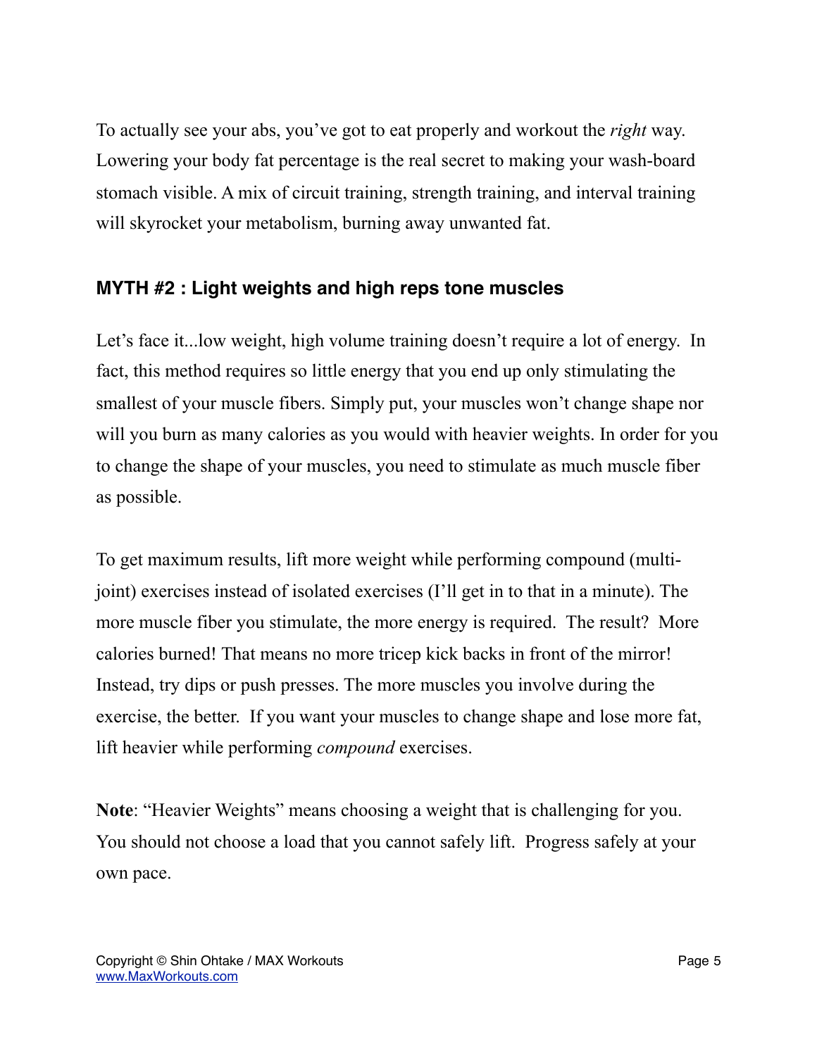To actually see your abs, you've got to eat properly and workout the *right* way. Lowering your body fat percentage is the real secret to making your wash-board stomach visible. A mix of circuit training, strength training, and interval training will skyrocket your metabolism, burning away unwanted fat.

### MYTH #2 : Light weights and high reps tone muscles

Let's face it...low weight, high volume training doesn't require a lot of energy. In fact, this method requires so little energy that you end up only stimulating the smallest of your muscle fibers. Simply put, your muscles won't change shape nor will you burn as many calories as you would with heavier weights. In order for you to change the shape of your muscles, you need to stimulate as much muscle fiber as possible.

To get maximum results, lift more weight while performing compound (multi-joint) exercises instead of isolated exercises (I'll get in to that in a minute). The more muscle fiber you stimulate, the more energy is required. The result? More calories burned! That means no more tricep kick backs in front of the mirror! Instead, try dips or push presses. The more muscles you involve during the exercise, the better. If you want your muscles to change shape and lose more fat, lift heavier while performing *compound* exercises.

**Note**: "Heavier Weights" means choosing a weight that is challenging for you. You should not choose a load that you cannot safely lift. Progress safely at your own pace.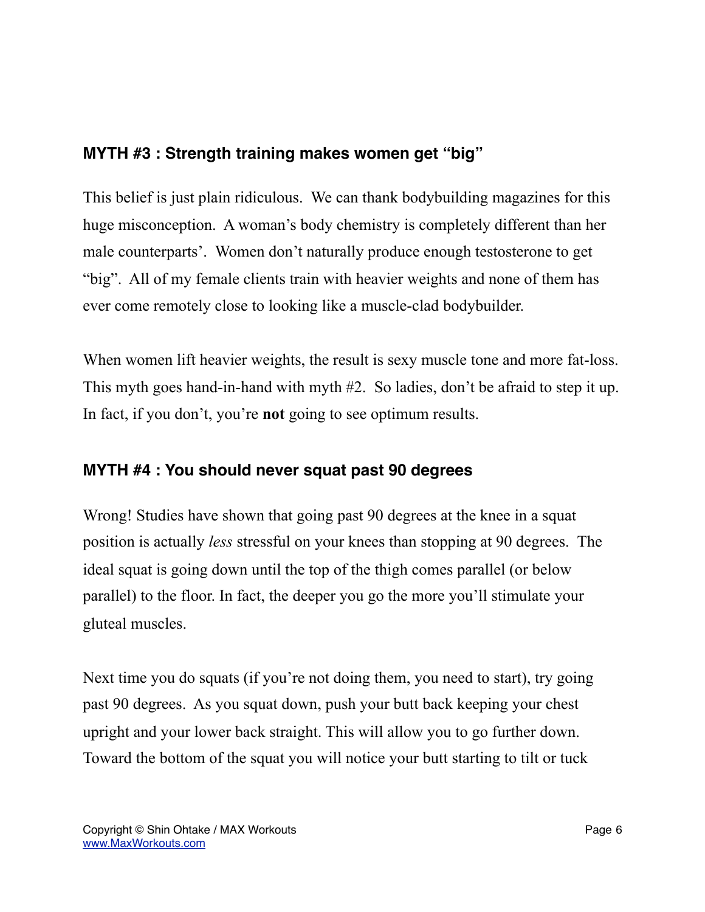### MYTH #3 : Strength training makes women get "big"

This belief is just plain ridiculous. We can thank bodybuilding magazines for this huge misconception. A woman's body chemistry is completely different than her male counterparts'. Women don't naturally produce enough testosterone to get "big". All of my female clients train with heavier weights and none of them has ever come remotely close to looking like a muscle-clad bodybuilder.

When women lift heavier weights, the result is sexy muscle tone and more fat-loss. This myth goes hand-in-hand with myth #2. So ladies, don't be afraid to step it up. In fact, if you don't, you're **not** going to see optimum results.

### MYTH #4 : You should never squat past 90 degrees

Wrong! Studies have shown that going past 90 degrees at the knee in a squat position is actually *less* stressful on your knees than stopping at 90 degrees. The ideal squat is going down until the top of the thigh comes parallel (or below parallel) to the floor. In fact, the deeper you go the more you'll stimulate your gluteal muscles.

Next time you do squats (if you're not doing them, you need to start), try going past 90 degrees. As you squat down, push your butt back keeping your chest upright and your lower back straight. This will allow you to go further down. Toward the bottom of the squat you will notice your butt starting to tilt or tuck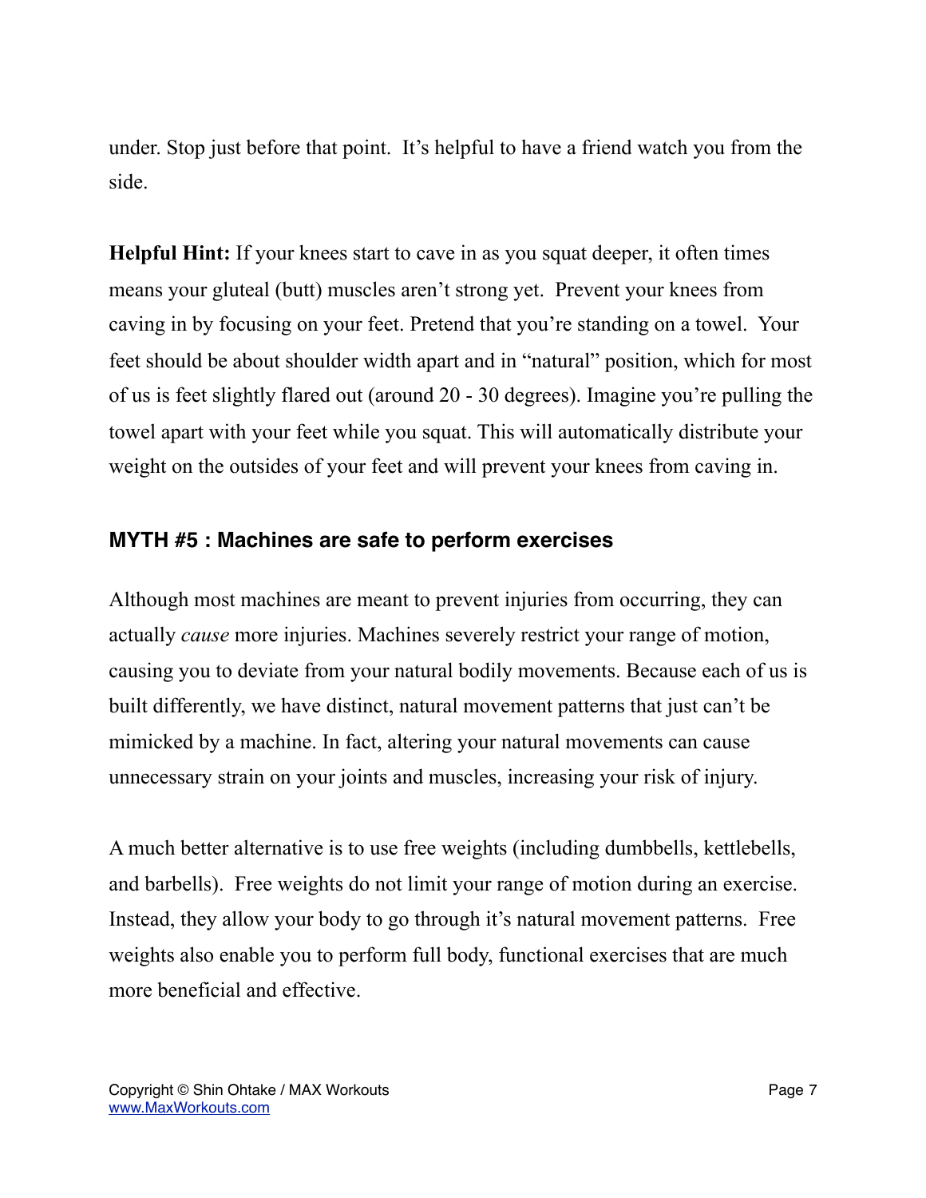under. Stop just before that point. It's helpful to have a friend watch you from the side.

**Helpful Hint:** If your knees start to cave in as you squat deeper, it often times means your gluteal (butt) muscles aren't strong yet. Prevent your knees from caving in by focusing on your feet. Pretend that you're standing on a towel. Your feet should be about shoulder width apart and in "natural" position, which for most of us is feet slightly flared out (around 20 - 30 degrees). Imagine you're pulling the towel apart with your feet while you squat. This will automatically distribute your weight on the outsides of your feet and will prevent your knees from caving in.

## MYTH #5 : Machines are safe to perform exercises

Although most machines are meant to prevent injuries from occurring, they can actually *cause* more injuries. Machines severely restrict your range of motion, causing you to deviate from your natural bodily movements. Because each of us is built differently, we have distinct, natural movement patterns that just can't be mimicked by a machine. In fact, altering your natural movements can cause unnecessary strain on your joints and muscles, increasing your risk of injury.

A much better alternative is to use free weights (including dumbbells, kettlebells, and barbells). Free weights do not limit your range of motion during an exercise. Instead, they allow your body to go through it's natural movement patterns. Free weights also enable you to perform full body, functional exercises that are much more beneficial and effective.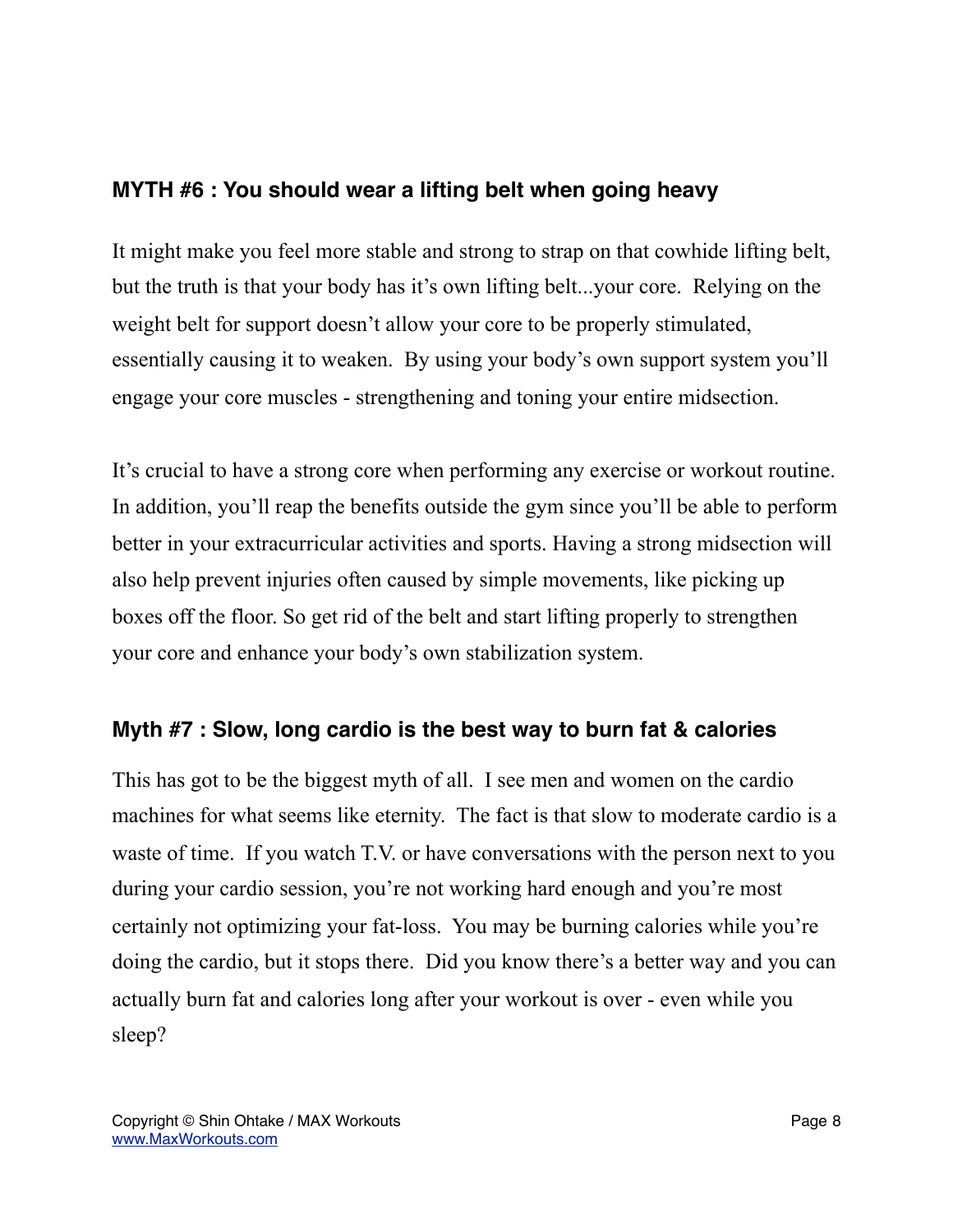### MYTH #6 : You should wear a lifting belt when going heavy

It might make you feel more stable and strong to strap on that cowhide lifting belt, but the truth is that your body has it's own lifting belt...your core. Relying on the weight belt for support doesn't allow your core to be properly stimulated, essentially causing it to weaken. By using your body's own support system you'll engage your core muscles - strengthening and toning your entire midsection.

It's crucial to have a strong core when performing any exercise or workout routine. In addition, you'll reap the benefits outside the gym since you'll be able to perform better in your extracurricular activities and sports. Having a strong midsection will also help prevent injuries often caused by simple movements, like picking up boxes off the floor. So get rid of the belt and start lifting properly to strengthen your core and enhance your body's own stabilization system.

### Myth #7 : Slow, long cardio is the best way to burn fat & calories

This has got to be the biggest myth of all. I see men and women on the cardio machines for what seems like eternity. The fact is that slow to moderate cardio is a waste of time. If you watch T.V. or have conversations with the person next to you during your cardio session, you're not working hard enough and you're most certainly not optimizing your fat-loss. You may be burning calories while you're doing the cardio, but it stops there. Did you know there's a better way and you can actually burn fat and calories long after your workout is over - even while you sleep?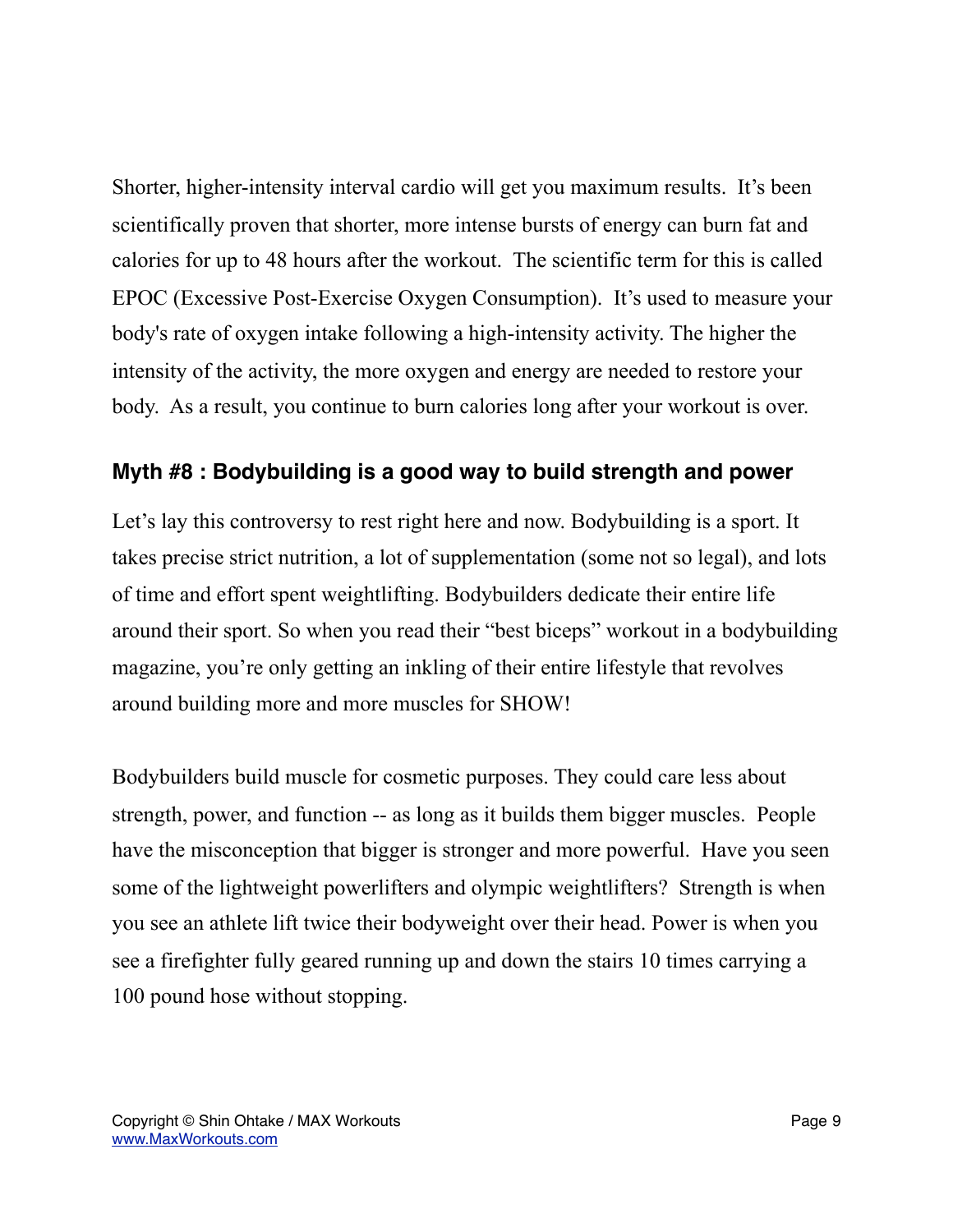Shorter, higher-intensity interval cardio will get you maximum results. It's been scientifically proven that shorter, more intense bursts of energy can burn fat and calories for up to 48 hours after the workout. The scientific term for this is called EPOC (Excessive Post-Exercise Oxygen Consumption). It's used to measure your body's rate of oxygen intake following a high-intensity activity. The higher the intensity of the activity, the more oxygen and energy are needed to restore your body. As a result, you continue to burn calories long after your workout is over.

### Myth #8 : Bodybuilding is a good way to build strength and power

Let's lay this controversy to rest right here and now. Bodybuilding is a sport. It takes precise strict nutrition, a lot of supplementation (some not so legal), and lots of time and effort spent weightlifting. Bodybuilders dedicate their entire life around their sport. So when you read their "best biceps" workout in a bodybuilding magazine, you're only getting an inkling of their entire lifestyle that revolves around building more and more muscles for SHOW!

Bodybuilders build muscle for cosmetic purposes. They could care less about strength, power, and function -- as long as it builds them bigger muscles. People have the misconception that bigger is stronger and more powerful. Have you seen some of the lightweight powerlifters and olympic weightlifters? Strength is when you see an athlete lift twice their bodyweight over their head. Power is when you see a firefighter fully geared running up and down the stairs 10 times carrying a 100 pound hose without stopping.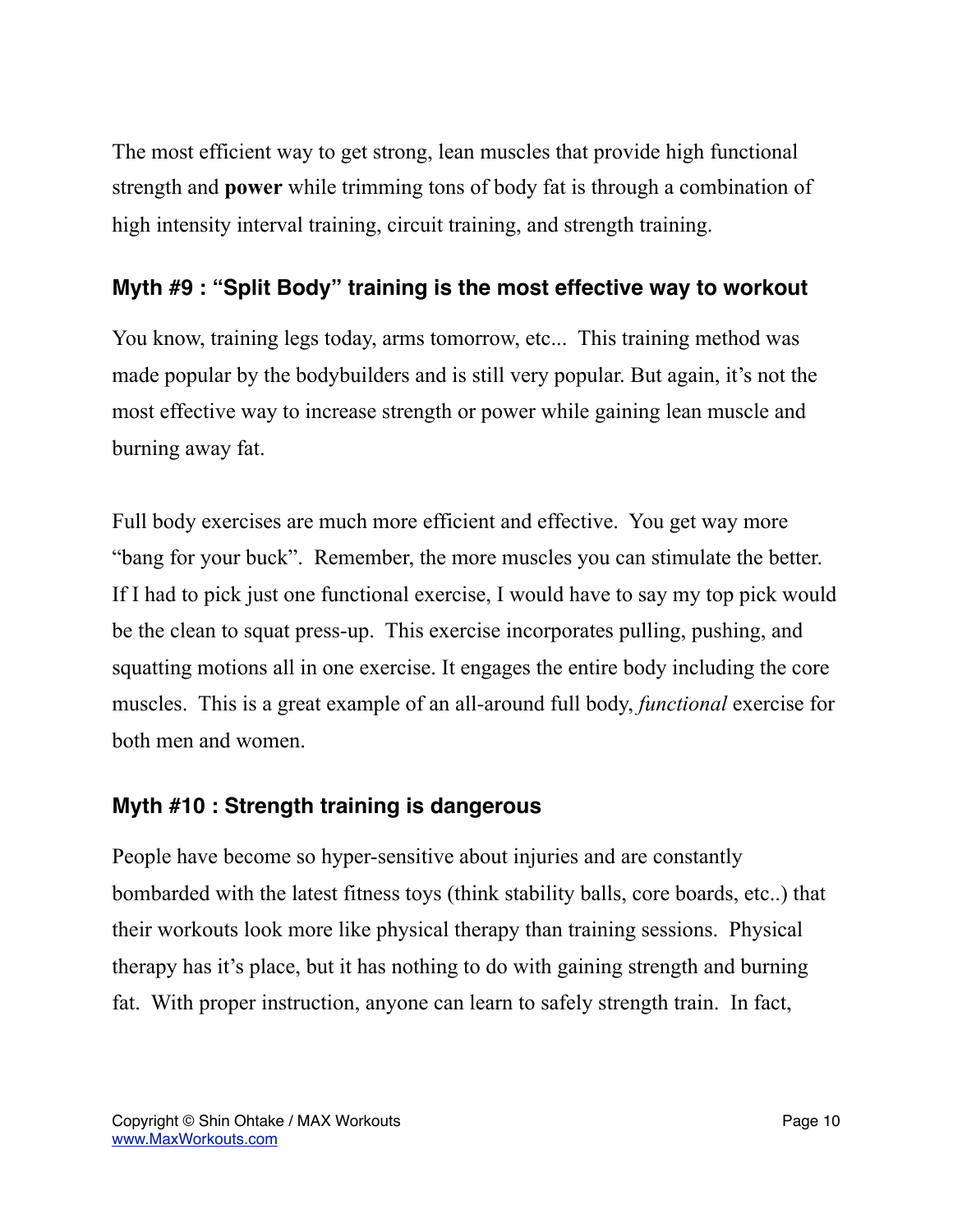The most efficient way to get strong, lean muscles that provide high functional strength and **power** while trimming tons of body fat is through a combination of high intensity interval training, circuit training, and strength training.

### Myth #9 : “Split Body” training is the most effective way to workout

You know, training legs today, arms tomorrow, etc... This training method was made popular by the bodybuilders and is still very popular. But again, it’s not the most effective way to increase strength or power while gaining lean muscle and burning away fat.

Full body exercises are much more efficient and effective. You get way more “bang for your buck”. Remember, the more muscles you can stimulate the better. If I had to pick just one functional exercise, I would have to say my top pick would be the clean to squat press-up. This exercise incorporates pulling, pushing, and squatting motions all in one exercise. It engages the entire body including the core muscles. This is a great example of an all-around full body, *functional* exercise for both men and women.

### Myth #10 : Strength training is dangerous

People have become so hyper-sensitive about injuries and are constantly bombarded with the latest fitness toys (think stability balls, core boards, etc..) that their workouts look more like physical therapy than training sessions. Physical therapy has it’s place, but it has nothing to do with gaining strength and burning fat. With proper instruction, anyone can learn to safely strength train. In fact,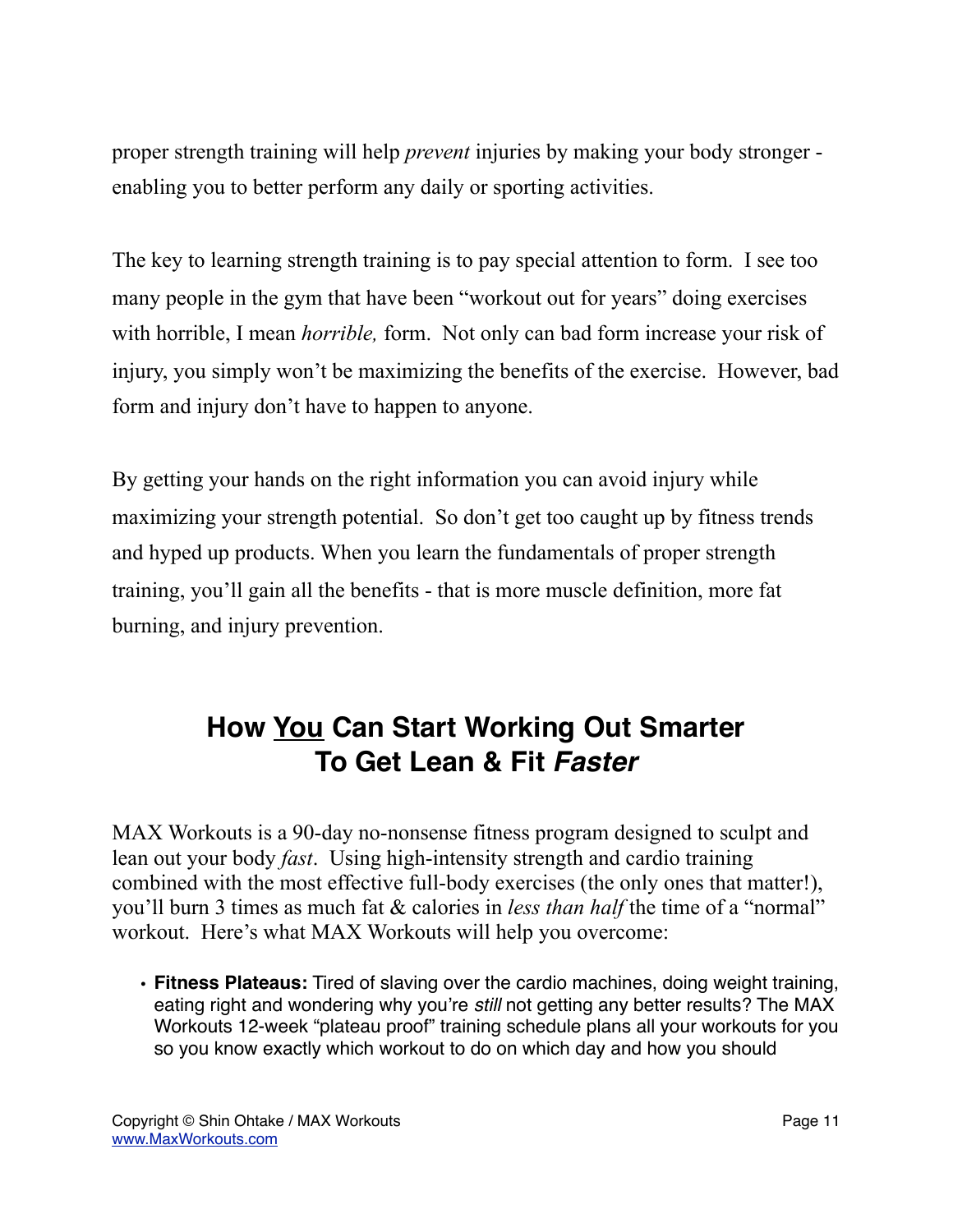proper strength training will help *prevent* injuries by making your body stronger - enabling you to better perform any daily or sporting activities.

The key to learning strength training is to pay special attention to form. I see too many people in the gym that have been "workout out for years" doing exercises with horrible, I mean *horrible,* form. Not only can bad form increase your risk of injury, you simply won't be maximizing the benefits of the exercise. However, bad form and injury don't have to happen to anyone.

By getting your hands on the right information you can avoid injury while maximizing your strength potential. So don't get too caught up by fitness trends and hyped up products. When you learn the fundamentals of proper strength training, you'll gain all the benefits - that is more muscle definition, more fat burning, and injury prevention.

## How <u>You</u> Can Start Working Out Smarter To Get Lean & Fit *Faster*

MAX Workouts is a 90-day no-nonsense fitness program designed to sculpt and lean out your body *fast*. Using high-intensity strength and cardio training combined with the most effective full-body exercises (the only ones that matter!), you'll burn 3 times as much fat & calories in *less than half* the time of a "normal" workout. Here's what MAX Workouts will help you overcome:

- **Fitness Plateaus:** Tired of slaving over the cardio machines, doing weight training, eating right and wondering why you're *still* not getting any better results? The MAX Workouts 12-week "plateau proof" training schedule plans all your workouts for you so you know exactly which workout to do on which day and how you should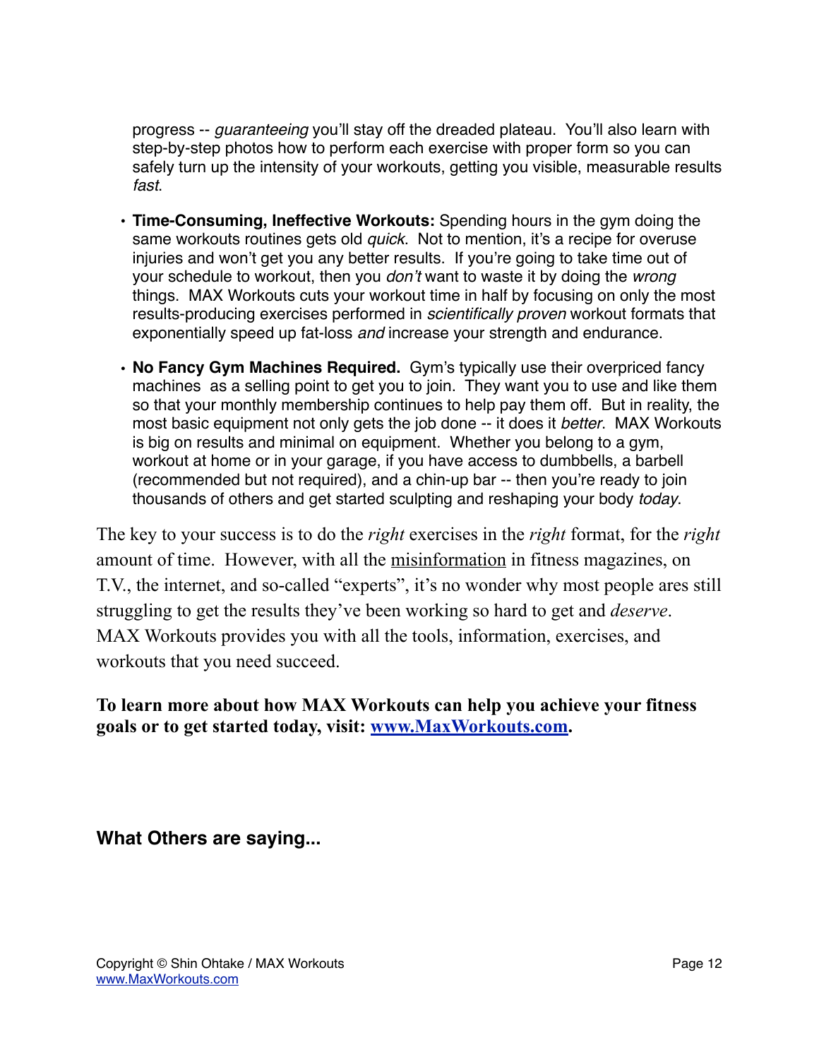progress -- *guaranteeing* you'll stay off the dreaded plateau. You'll also learn with step-by-step photos how to perform each exercise with proper form so you can safely turn up the intensity of your workouts, getting you visible, measurable results *fast*.

- **Time-Consuming, Ineffective Workouts:** Spending hours in the gym doing the same workouts routines gets old *quick*. Not to mention, it's a recipe for overuse injuries and won't get you any better results. If you're going to take time out of your schedule to workout, then you *don't* want to waste it by doing the *wrong* things. MAX Workouts cuts your workout time in half by focusing on only the most results-producing exercises performed in *scientifically proven* workout formats that exponentially speed up fat-loss *and* increase your strength and endurance.
- **No Fancy Gym Machines Required.** Gym's typically use their overpriced fancy machines as a selling point to get you to join. They want you to use and like them so that your monthly membership continues to help pay them off. But in reality, the most basic equipment not only gets the job done -- it does it *better*. MAX Workouts is big on results and minimal on equipment. Whether you belong to a gym, workout at home or in your garage, if you have access to dumbbells, a barbell (recommended but not required), and a chin-up bar -- then you're ready to join thousands of others and get started sculpting and reshaping your body *today*.

The key to your success is to do the *right* exercises in the *right* format, for the *right* amount of time. However, with all the misinformation in fitness magazines, on T.V., the internet, and so-called "experts", it's no wonder why most people ares still struggling to get the results they've been working so hard to get and *deserve*. MAX Workouts provides you with all the tools, information, exercises, and workouts that you need succeed.

**To learn more about how MAX Workouts can help you achieve your fitness goals or to get started today, visit: [www.MaxWorkouts.com](http://www.MaxWorkouts.com).**

**What Others are saying...**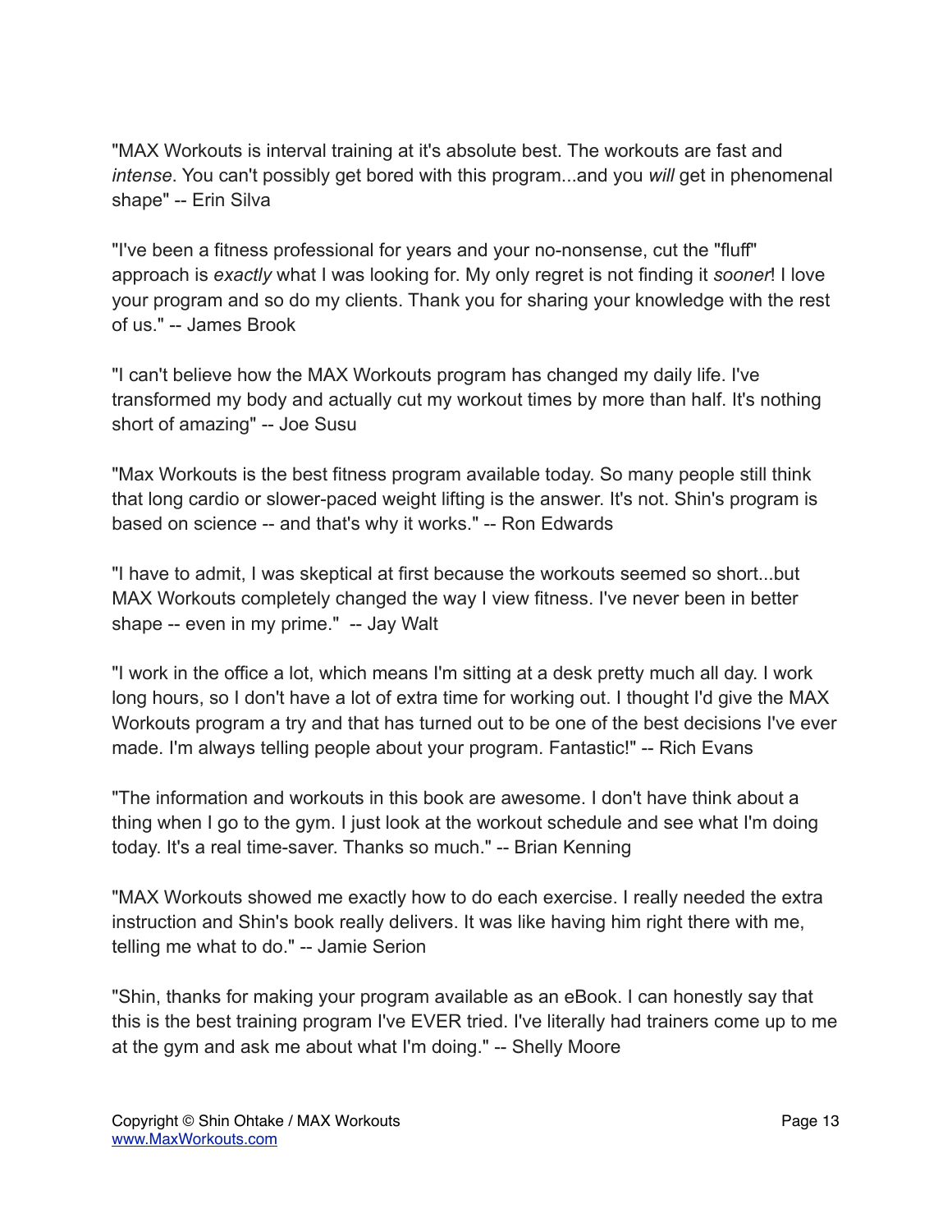"MAX Workouts is interval training at it's absolute best. The workouts are fast and *intense*. You can't possibly get bored with this program...and you *will* get in phenomenal shape" -- Erin Silva

"I've been a fitness professional for years and your no-nonsense, cut the "fluff" approach is *exactly* what I was looking for. My only regret is not finding it *sooner*! I love your program and so do my clients. Thank you for sharing your knowledge with the rest of us." -- James Brook

"I can't believe how the MAX Workouts program has changed my daily life. I've transformed my body and actually cut my workout times by more than half. It's nothing short of amazing" -- Joe Susu

"Max Workouts is the best fitness program available today. So many people still think that long cardio or slower-paced weight lifting is the answer. It's not. Shin's program is based on science -- and that's why it works." -- Ron Edwards

"I have to admit, I was skeptical at first because the workouts seemed so short...but MAX Workouts completely changed the way I view fitness. I've never been in better shape -- even in my prime." -- Jay Walt

"I work in the office a lot, which means I'm sitting at a desk pretty much all day. I work long hours, so I don't have a lot of extra time for working out. I thought I'd give the MAX Workouts program a try and that has turned out to be one of the best decisions I've ever made. I'm always telling people about your program. Fantastic!" -- Rich Evans

"The information and workouts in this book are awesome. I don't have think about a thing when I go to the gym. I just look at the workout schedule and see what I'm doing today. It's a real time-saver. Thanks so much." -- Brian Kenning

"MAX Workouts showed me exactly how to do each exercise. I really needed the extra instruction and Shin's book really delivers. It was like having him right there with me, telling me what to do." -- Jamie Serion

"Shin, thanks for making your program available as an eBook. I can honestly say that this is the best training program I've EVER tried. I've literally had trainers come up to me at the gym and ask me about what I'm doing." -- Shelly Moore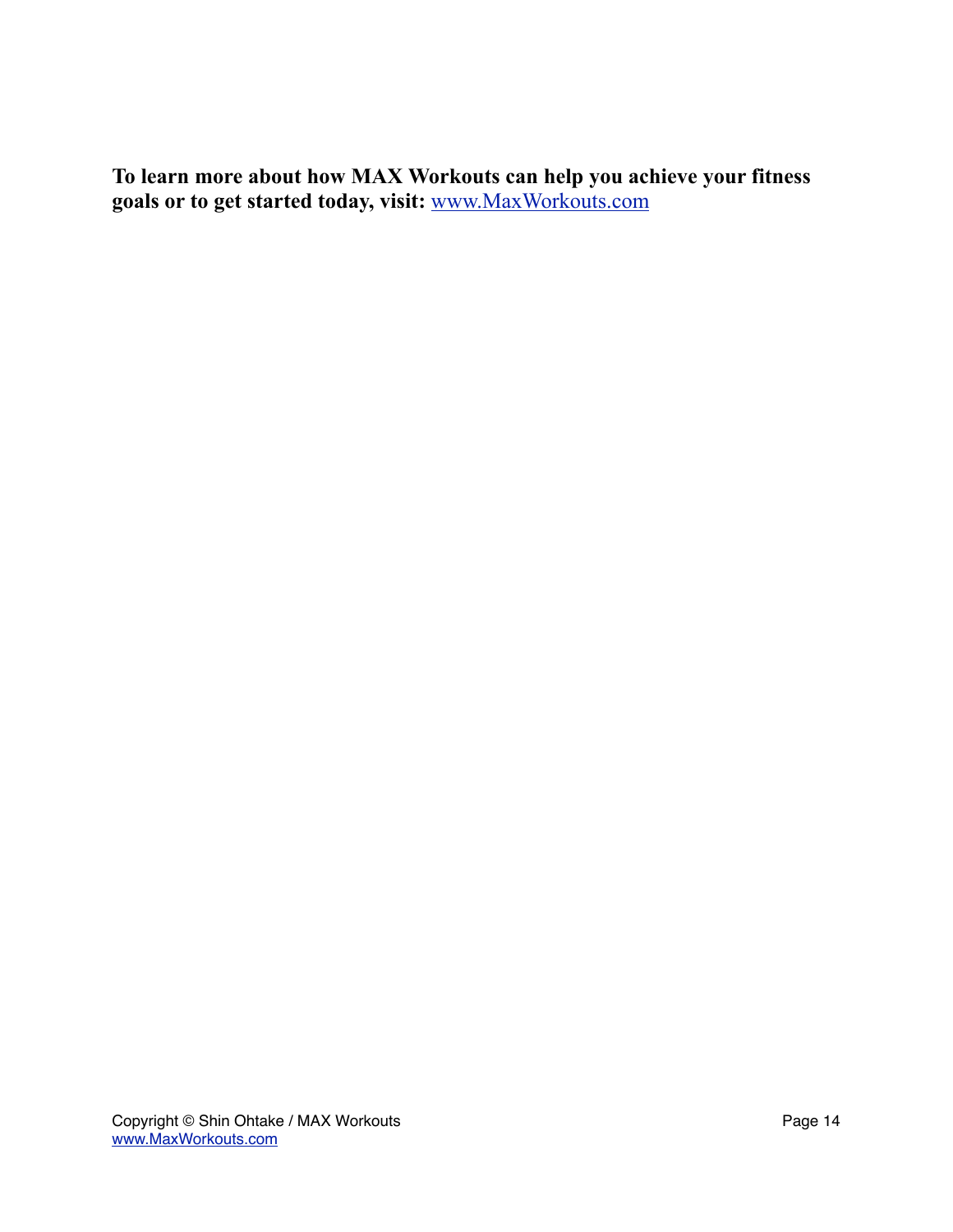**To learn more about how MAX Workouts can help you achieve your fitness goals or to get started today, visit:** [www.MaxWorkouts.com](http://www.MaxWorkouts.com)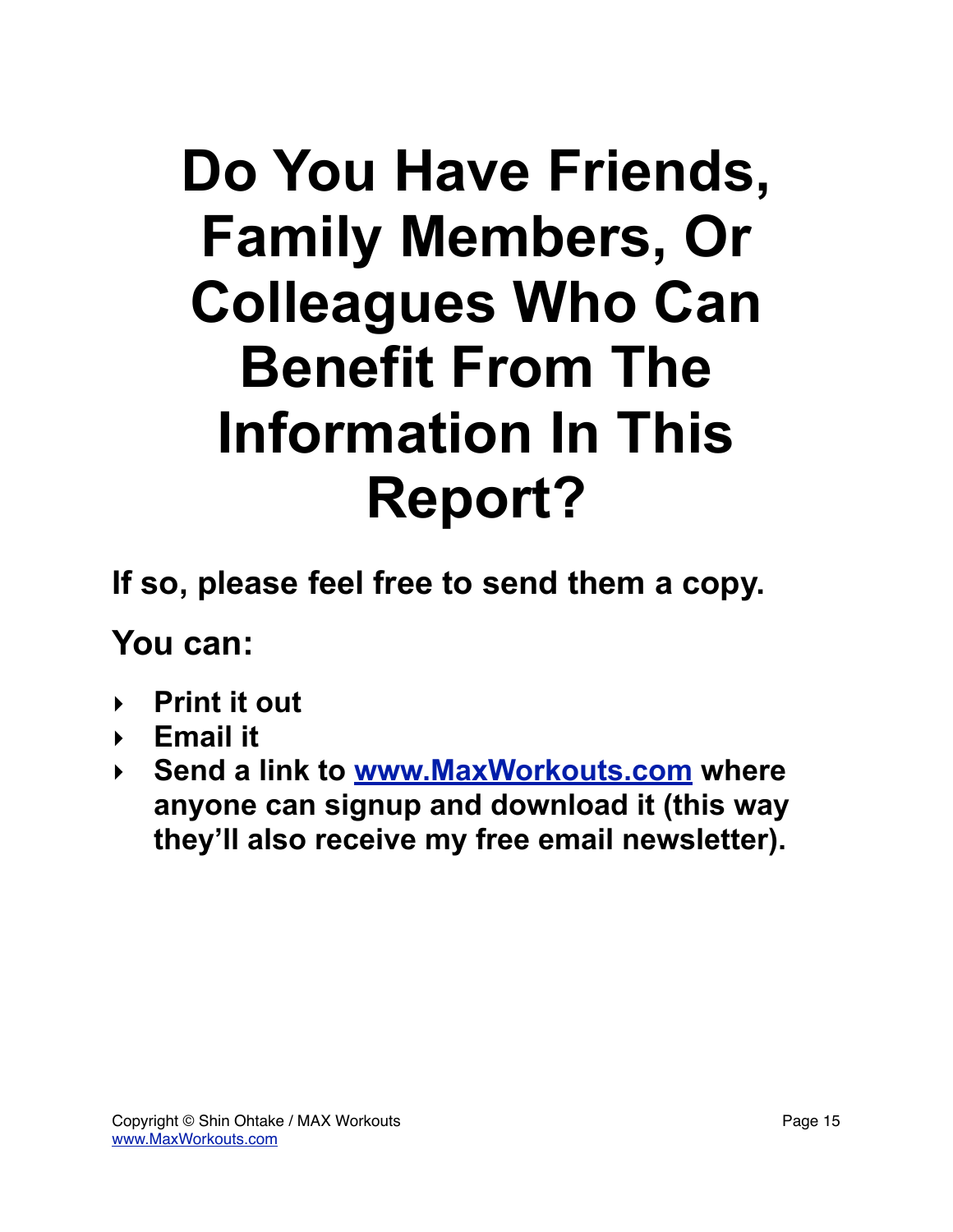# Do You Have Friends, Family Members, Or Colleagues Who Can Benefit From The Information In This Report?

**If so, please feel free to send them a copy.**

**You can:**

- **Print it out**
- **Email it**
- **Send a link to [www.MaxWorkouts.com](http://www.MaxWorkouts.com) where anyone can signup and download it (this way they'll also receive my free email newsletter).**